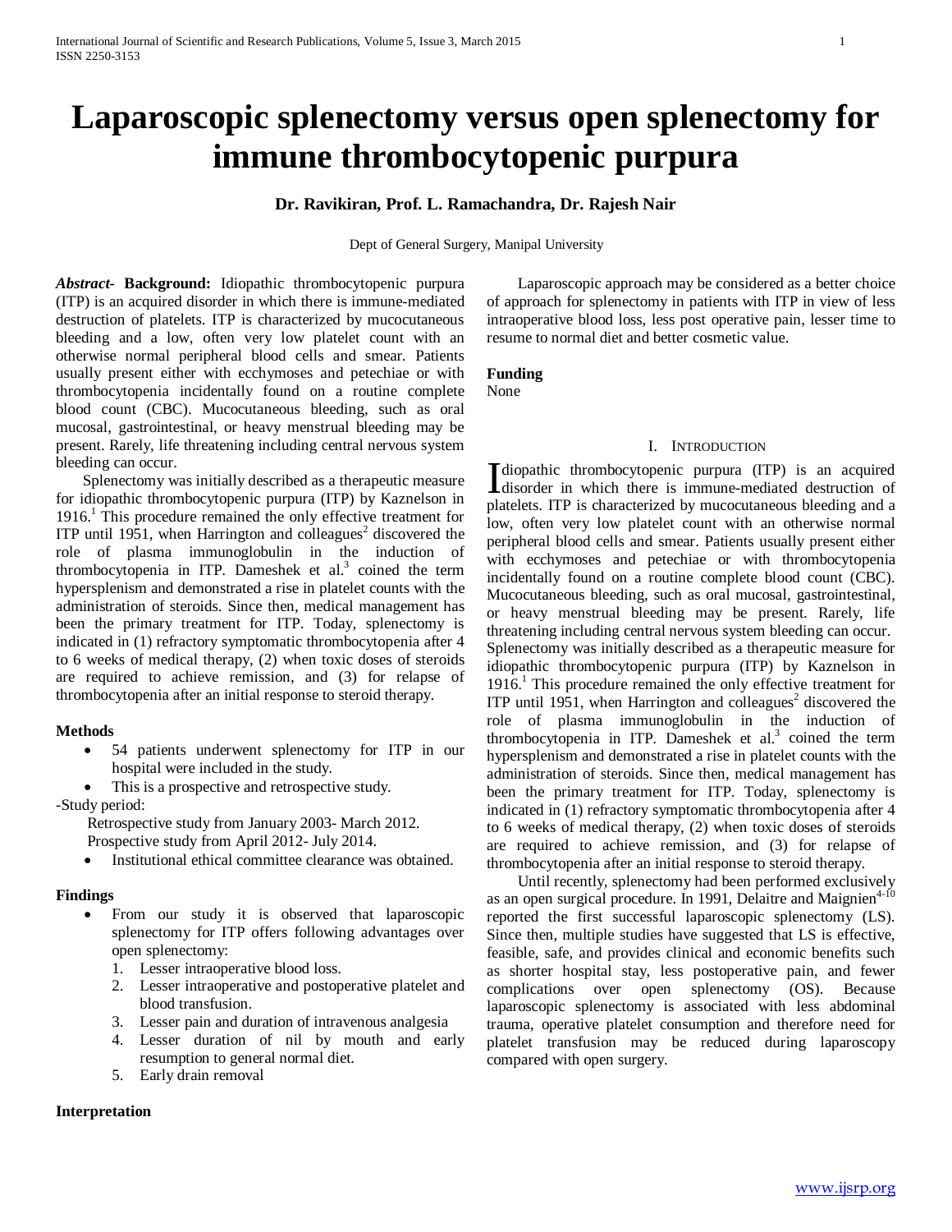# Laparoscopic splenectomy versus open splenectomy for immune thrombocytopenic purpura

**Dr. Ravikiran, Prof. L. Ramachandra, Dr. Rajesh Nair**

Dept of General Surgery, Manipal University

***Abstract*- Background:** Idiopathic thrombocytopenic purpura (ITP) is an acquired disorder in which there is immune-mediated destruction of platelets. ITP is characterized by mucocutaneous bleeding and a low, often very low platelet count with an otherwise normal peripheral blood cells and smear. Patients usually present either with ecchymoses and petechiae or with thrombocytopenia incidentally found on a routine complete blood count (CBC). Mucocutaneous bleeding, such as oral mucosal, gastrointestinal, or heavy menstrual bleeding may be present. Rarely, life threatening including central nervous system bleeding can occur.

Splenectomy was initially described as a therapeutic measure for idiopathic thrombocytopenic purpura (ITP) by Kaznelson in 1916.[1] This procedure remained the only effective treatment for ITP until 1951, when Harrington and colleagues[2] discovered the role of plasma immunoglobulin in the induction of thrombocytopenia in ITP. Dameshek et al.[3] coined the term hypersplenism and demonstrated a rise in platelet counts with the administration of steroids. Since then, medical management has been the primary treatment for ITP. Today, splenectomy is indicated in (1) refractory symptomatic thrombocytopenia after 4 to 6 weeks of medical therapy, (2) when toxic doses of steroids are required to achieve remission, and (3) for relapse of thrombocytopenia after an initial response to steroid therapy.

**Methods**

- 54 patients underwent splenectomy for ITP in our hospital were included in the study.
- This is a prospective and retrospective study.

-Study period:

Retrospective study from January 2003- March 2012.
Prospective study from April 2012- July 2014.

- Institutional ethical committee clearance was obtained.

**Findings**

- From our study it is observed that laparoscopic splenectomy for ITP offers following advantages over open splenectomy:
  1. Lesser intraoperative blood loss.
  2. Lesser intraoperative and postoperative platelet and blood transfusion.
  3. Lesser pain and duration of intravenous analgesia
  4. Lesser duration of nil by mouth and early resumption to general normal diet.
  5. Early drain removal

**Interpretation**

Laparoscopic approach may be considered as a better choice of approach for splenectomy in patients with ITP in view of less intraoperative blood loss, less post operative pain, lesser time to resume to normal diet and better cosmetic value.

**Funding**
None

## I. Introduction

Idiopathic thrombocytopenic purpura (ITP) is an acquired disorder in which there is immune-mediated destruction of platelets. ITP is characterized by mucocutaneous bleeding and a low, often very low platelet count with an otherwise normal peripheral blood cells and smear. Patients usually present either with ecchymoses and petechiae or with thrombocytopenia incidentally found on a routine complete blood count (CBC). Mucocutaneous bleeding, such as oral mucosal, gastrointestinal, or heavy menstrual bleeding may be present. Rarely, life threatening including central nervous system bleeding can occur.
Splenectomy was initially described as a therapeutic measure for idiopathic thrombocytopenic purpura (ITP) by Kaznelson in 1916.[1] This procedure remained the only effective treatment for ITP until 1951, when Harrington and colleagues[2] discovered the role of plasma immunoglobulin in the induction of thrombocytopenia in ITP. Dameshek et al.[3] coined the term hypersplenism and demonstrated a rise in platelet counts with the administration of steroids. Since then, medical management has been the primary treatment for ITP. Today, splenectomy is indicated in (1) refractory symptomatic thrombocytopenia after 4 to 6 weeks of medical therapy, (2) when toxic doses of steroids are required to achieve remission, and (3) for relapse of thrombocytopenia after an initial response to steroid therapy.

Until recently, splenectomy had been performed exclusively as an open surgical procedure. In 1991, Delaitre and Maignien[4-10] reported the first successful laparoscopic splenectomy (LS). Since then, multiple studies have suggested that LS is effective, feasible, safe, and provides clinical and economic benefits such as shorter hospital stay, less postoperative pain, and fewer complications over open splenectomy (OS). Because laparoscopic splenectomy is associated with less abdominal trauma, operative platelet consumption and therefore need for platelet transfusion may be reduced during laparoscopy compared with open surgery.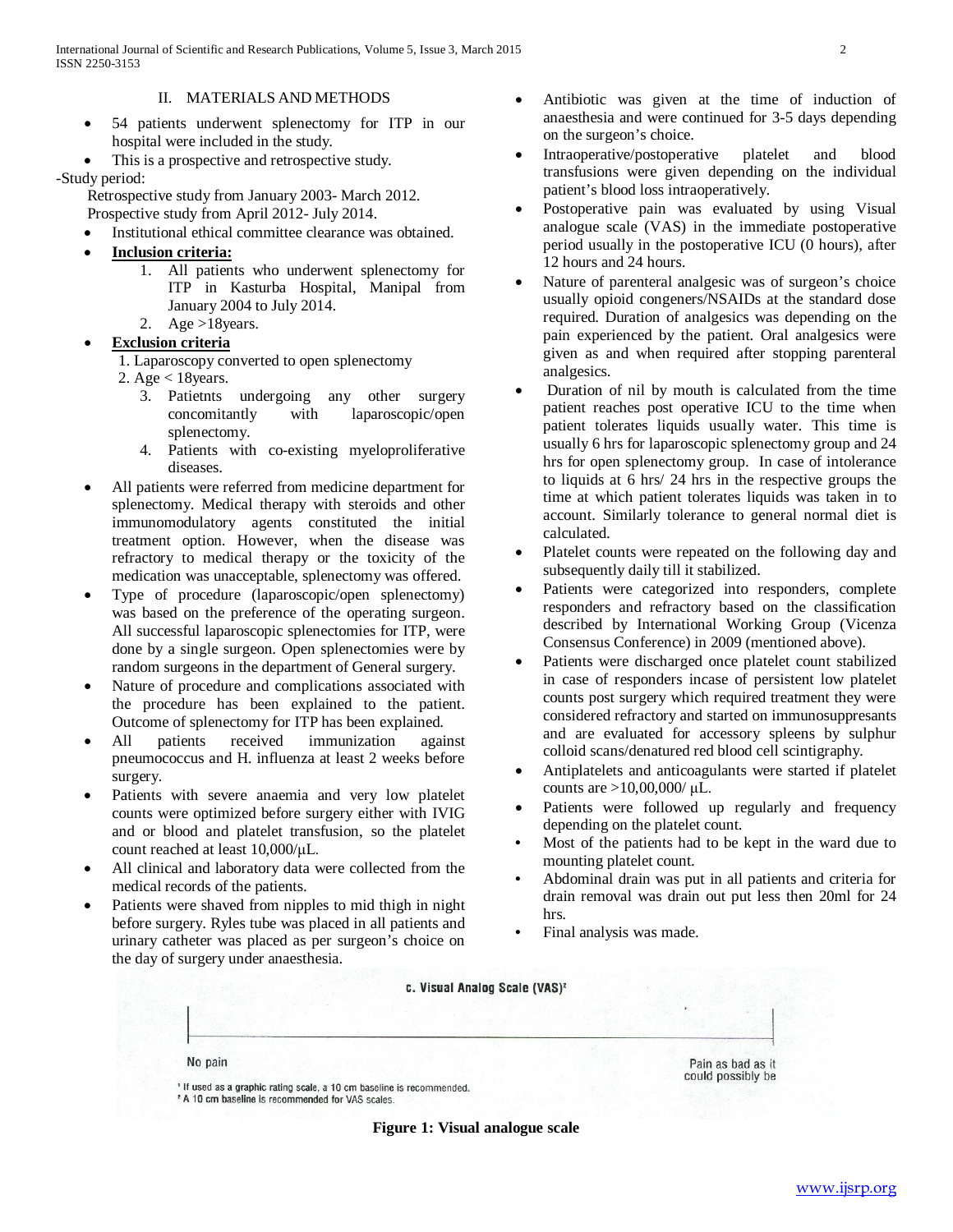## II. MATERIALS AND METHODS

- 54 patients underwent splenectomy for ITP in our hospital were included in the study.
- This is a prospective and retrospective study.

-Study period:

Retrospective study from January 2003- March 2012.
Prospective study from April 2012- July 2014.

- Institutional ethical committee clearance was obtained.
- **Inclusion criteria:**
    1. All patients who underwent splenectomy for ITP in Kasturba Hospital, Manipal from January 2004 to July 2014.
    2. Age >18years.
- **Exclusion criteria**
    1. Laparoscopy converted to open splenectomy
    2. Age < 18years.
    3. Patietnts undergoing any other surgery concomitantly with laparoscopic/open splenectomy.
    4. Patients with co-existing myeloproliferative diseases.
- All patients were referred from medicine department for splenectomy. Medical therapy with steroids and other immunomodulatory agents constituted the initial treatment option. However, when the disease was refractory to medical therapy or the toxicity of the medication was unacceptable, splenectomy was offered.
- Type of procedure (laparoscopic/open splenectomy) was based on the preference of the operating surgeon. All successful laparoscopic splenectomies for ITP, were done by a single surgeon. Open splenectomies were by random surgeons in the department of General surgery.
- Nature of procedure and complications associated with the procedure has been explained to the patient. Outcome of splenectomy for ITP has been explained.
- All patients received immunization against pneumococcus and H. influenza at least 2 weeks before surgery.
- Patients with severe anaemia and very low platelet counts were optimized before surgery either with IVIG and or blood and platelet transfusion, so the platelet count reached at least 10,000/μL.
- All clinical and laboratory data were collected from the medical records of the patients.
- Patients were shaved from nipples to mid thigh in night before surgery. Ryles tube was placed in all patients and urinary catheter was placed as per surgeon's choice on the day of surgery under anaesthesia.
- Antibiotic was given at the time of induction of anaesthesia and were continued for 3-5 days depending on the surgeon's choice.
- Intraoperative/postoperative platelet and blood transfusions were given depending on the individual patient's blood loss intraoperatively.
- Postoperative pain was evaluated by using Visual analogue scale (VAS) in the immediate postoperative period usually in the postoperative ICU (0 hours), after 12 hours and 24 hours.
- Nature of parenteral analgesic was of surgeon's choice usually opioid congeners/NSAIDs at the standard dose required. Duration of analgesics was depending on the pain experienced by the patient. Oral analgesics were given as and when required after stopping parenteral analgesics.
- Duration of nil by mouth is calculated from the time patient reaches post operative ICU to the time when patient tolerates liquids usually water. This time is usually 6 hrs for laparoscopic splenectomy group and 24 hrs for open splenectomy group. In case of intolerance to liquids at 6 hrs/ 24 hrs in the respective groups the time at which patient tolerates liquids was taken in to account. Similarly tolerance to general normal diet is calculated.
- Platelet counts were repeated on the following day and subsequently daily till it stabilized.
- Patients were categorized into responders, complete responders and refractory based on the classification described by International Working Group (Vicenza Consensus Conference) in 2009 (mentioned above).
- Patients were discharged once platelet count stabilized in case of responders incase of persistent low platelet counts post surgery which required treatment they were considered refractory and started on immunosuppresants and are evaluated for accessory spleens by sulphur colloid scans/denatured red blood cell scintigraphy.
- Antiplatelets and anticoagulants were started if platelet counts are >10,00,000/ μL.
- Patients were followed up regularly and frequency depending on the platelet count.
- Most of the patients had to be kept in the ward due to mounting platelet count.
- Abdominal drain was put in all patients and criteria for drain removal was drain out put less then 20ml for 24 hrs.
- Final analysis was made.

c. Visual Analog Scale (VAS)[2]

No pain — Pain as bad as it could possibly be

[1] If used as a graphic rating scale, a 10 cm baseline is recommended.
[2] A 10 cm baseline is recommended for VAS scales.

**Figure 1: Visual analogue scale**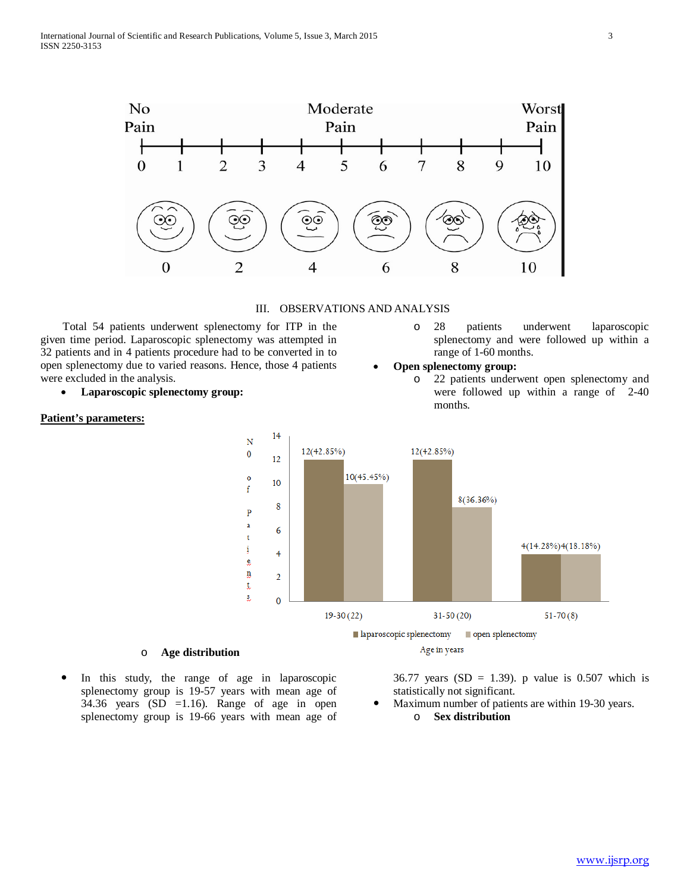## III. OBSERVATIONS AND ANALYSIS

Total 54 patients underwent splenectomy for ITP in the given time period. Laparoscopic splenectomy was attempted in 32 patients and in 4 patients procedure had to be converted in to open splenectomy due to varied reasons. Hence, those 4 patients were excluded in the analysis.

- **Laparoscopic splenectomy group:**
    - 28 patients underwent laparoscopic splenectomy and were followed up within a range of 1-60 months.
- **Open splenectomy group:**
    - 22 patients underwent open splenectomy and were followed up within a range of 2-40 months.

**Patient's parameters:**

- **Age distribution**

| Age in years | laparoscopic splenectomy | open splenectomy |
|---|---|---|
| 19-30 (22) | 12(42.85%) | 10(45.45%) |
| 31-50 (20) | 12(42.85%) | 8(36.36%) |
| 51-70 (8) | 4(14.28%) | 4(18.18%) |

- In this study, the range of age in laparoscopic splenectomy group is 19-57 years with mean age of 34.36 years (SD =1.16). Range of age in open splenectomy group is 19-66 years with mean age of 36.77 years (SD = 1.39). p value is 0.507 which is statistically not significant.
- Maximum number of patients are within 19-30 years.
    - **Sex distribution**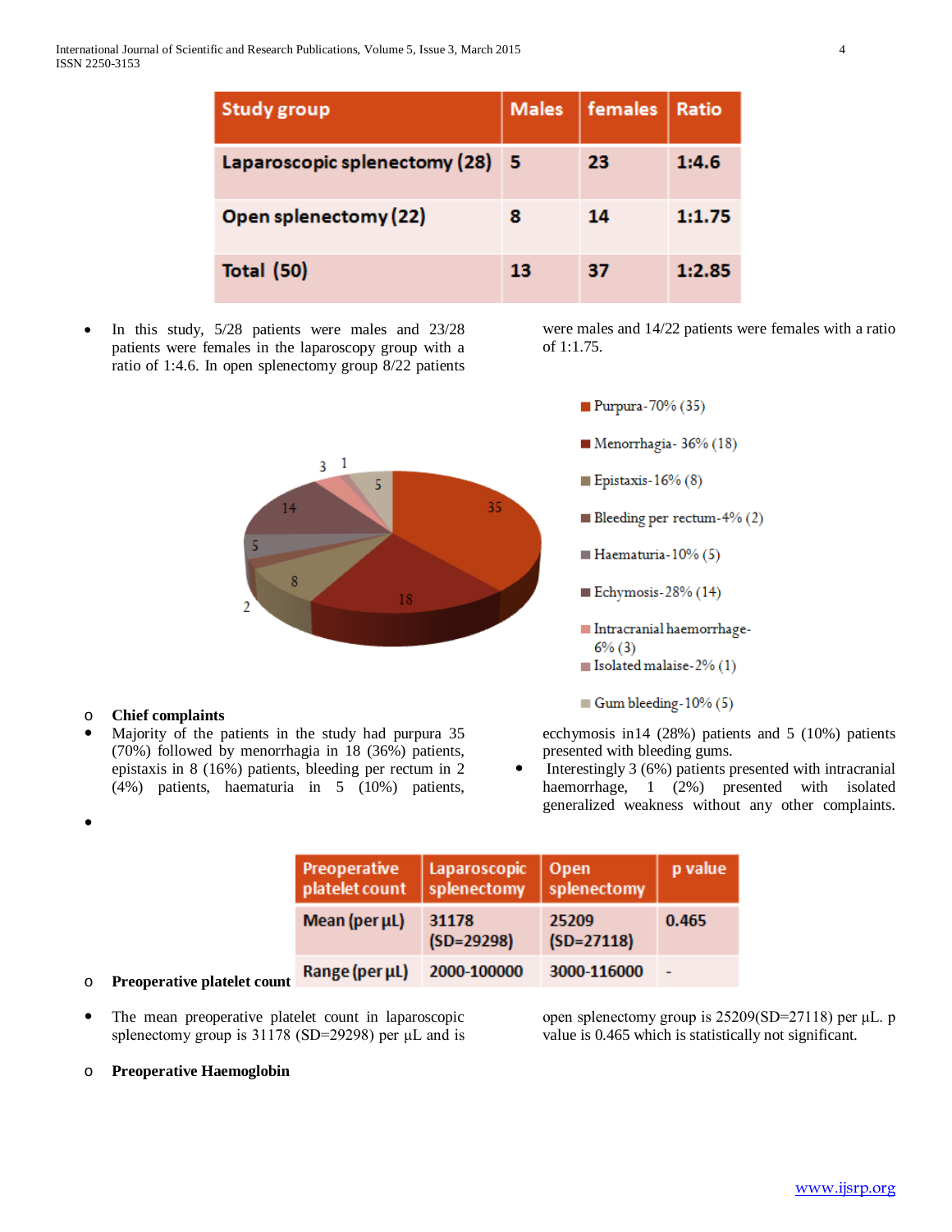| Study group | Males | females | Ratio |
|---|---|---|---|
| Laparoscopic splenectomy (28) | 5 | 23 | 1:4.6 |
| Open splenectomy (22) | 8 | 14 | 1:1.75 |
| Total (50) | 13 | 37 | 1:2.85 |

- In this study, 5/28 patients were males and 23/28 patients were females in the laparoscopy group with a ratio of 1:4.6. In open splenectomy group 8/22 patients were males and 14/22 patients were females with a ratio of 1:1.75.

35
18
8
2
5
14
3
1
5

- Purpura-70% (35)
- Menorrhagia- 36% (18)
- Epistaxis-16% (8)
- Bleeding per rectum-4% (2)
- Haematuria-10% (5)
- Echymosis-28% (14)
- Intracranial haemorrhage-6% (3)
- Isolated malaise-2% (1)
- Gum bleeding-10% (5)

### Chief complaints

- Majority of the patients in the study had purpura 35 (70%) followed by menorrhagia in 18 (36%) patients, epistaxis in 8 (16%) patients, bleeding per rectum in 2 (4%) patients, haematuria in 5 (10%) patients, ecchymosis in14 (28%) patients and 5 (10%) patients presented with bleeding gums.
- Interestingly 3 (6%) patients presented with intracranial haemorrhage, 1 (2%) presented with isolated generalized weakness without any other complaints.

### Preoperative platelet count

| Preoperative platelet count | Laparoscopic splenectomy | Open splenectomy | p value |
|---|---|---|---|
| Mean (per µL) | 31178 (SD=29298) | 25209 (SD=27118) | 0.465 |
| Range (per µL) | 2000-100000 | 3000-116000 | - |

- The mean preoperative platelet count in laparoscopic splenectomy group is 31178 (SD=29298) per µL and is open splenectomy group is 25209(SD=27118) per µL. p value is 0.465 which is statistically not significant.

### Preoperative Haemoglobin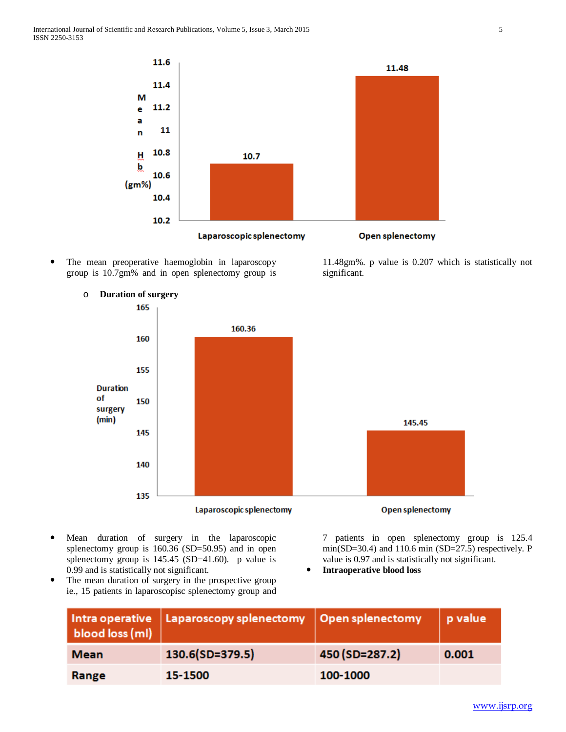- The mean preoperative haemoglobin in laparoscopy group is 10.7gm% and in open splenectomy group is 11.48gm%. p value is 0.207 which is statistically not significant.

  - **Duration of surgery**

- Mean duration of surgery in the laparoscopic splenectomy group is 160.36 (SD=50.95) and in open splenectomy group is 145.45 (SD=41.60). p value is 0.99 and is statistically not significant.
- The mean duration of surgery in the prospective group ie., 15 patients in laparoscopisc splenectomy group and 7 patients in open splenectomy group is 125.4 min(SD=30.4) and 110.6 min (SD=27.5) respectively. P value is 0.97 and is statistically not significant.
- **Intraoperative blood loss**

| Intra operative blood loss (ml) | Laparoscopy splenectomy | Open splenectomy | p value |
|---|---|---|---|
| Mean | 130.6(SD=379.5) | 450 (SD=287.2) | 0.001 |
| Range | 15-1500 | 100-1000 | |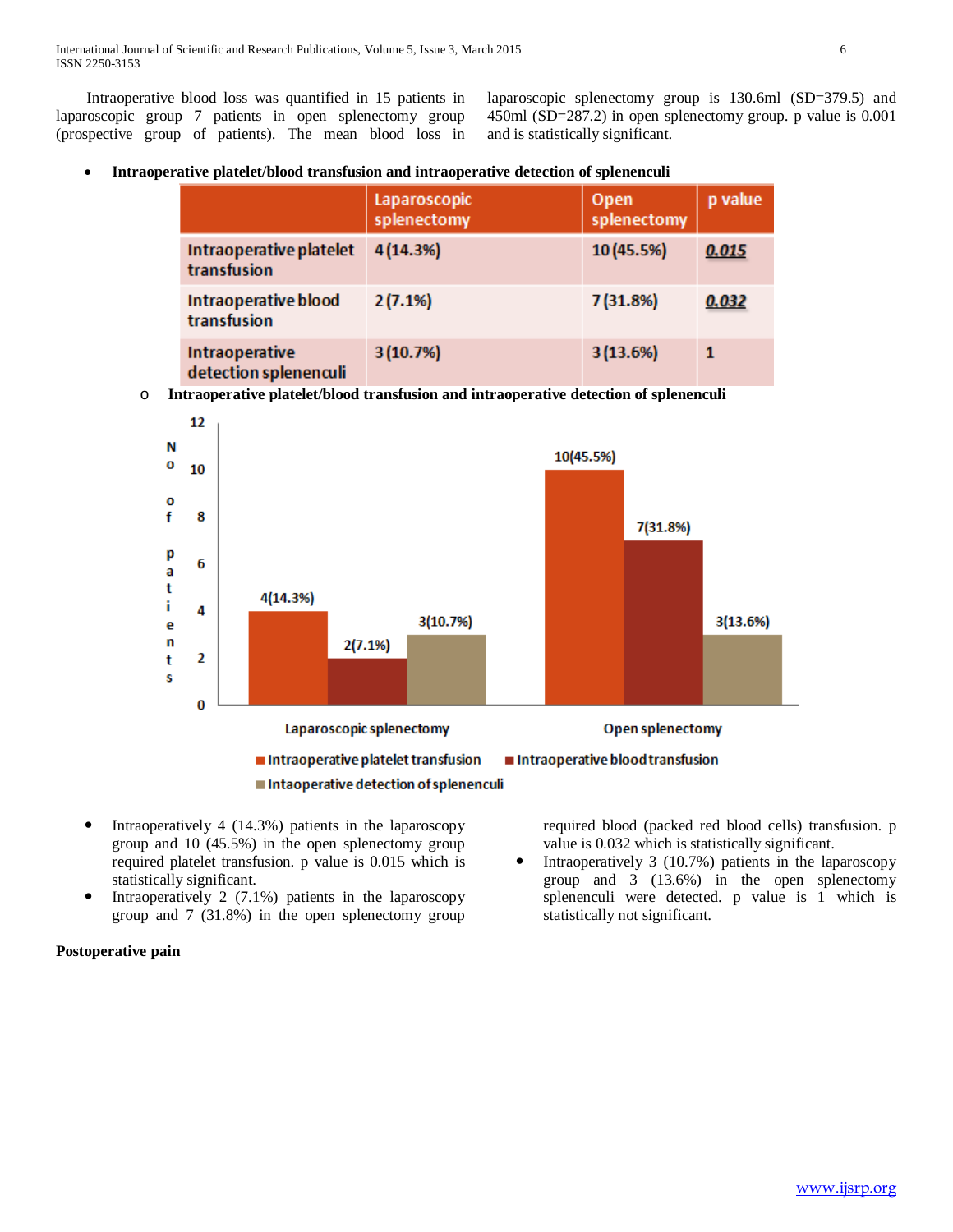Intraoperative blood loss was quantified in 15 patients in laparoscopic group 7 patients in open splenectomy group (prospective group of patients). The mean blood loss in laparoscopic splenectomy group is 130.6ml (SD=379.5) and 450ml (SD=287.2) in open splenectomy group. p value is 0.001 and is statistically significant.

- **Intraoperative platelet/blood transfusion and intraoperative detection of splenenculi**

| | Laparoscopic splenectomy | Open splenectomy | p value |
|---|---|---|---|
| Intraoperative platelet transfusion | 4 (14.3%) | 10 (45.5%) | 0.015 |
| Intraoperative blood transfusion | 2 (7.1%) | 7 (31.8%) | 0.032 |
| Intraoperative detection splenenculi | 3 (10.7%) | 3 (13.6%) | 1 |

- **Intraoperative platelet/blood transfusion and intraoperative detection of splenenculi**

- Intraoperatively 4 (14.3%) patients in the laparoscopy group and 10 (45.5%) in the open splenectomy group required platelet transfusion. p value is 0.015 which is statistically significant.
- Intraoperatively 2 (7.1%) patients in the laparoscopy group and 7 (31.8%) in the open splenectomy group required blood (packed red blood cells) transfusion. p value is 0.032 which is statistically significant.
- Intraoperatively 3 (10.7%) patients in the laparoscopy group and 3 (13.6%) in the open splenectomy splenenculi were detected. p value is 1 which is statistically not significant.

**Postoperative pain**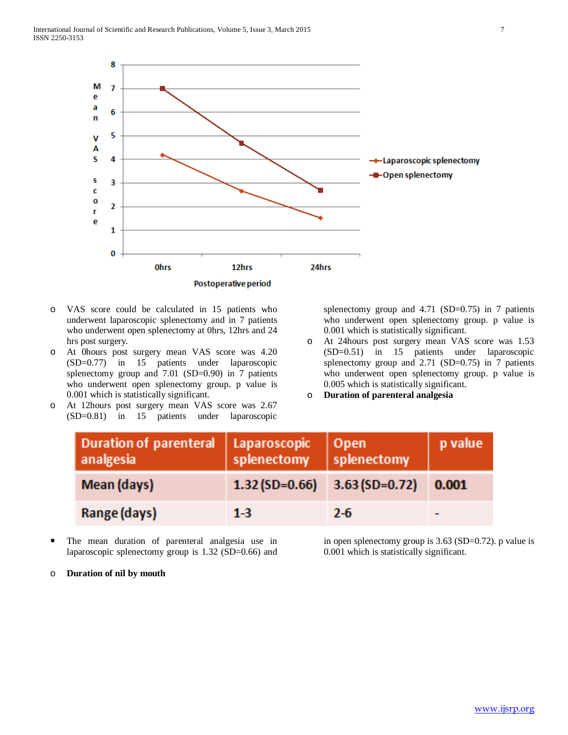- VAS score could be calculated in 15 patients who underwent laparoscopic splenectomy and in 7 patients who underwent open splenectomy at 0hrs, 12hrs and 24 hrs post surgery.
- At 0hours post surgery mean VAS score was 4.20 (SD=0.77) in 15 patients under laparoscopic splenectomy group and 7.01 (SD=0.90) in 7 patients who underwent open splenectomy group. p value is 0.001 which is statistically significant.
- At 12hours post surgery mean VAS score was 2.67 (SD=0.81) in 15 patients under laparoscopic splenectomy group and 4.71 (SD=0.75) in 7 patients who underwent open splenectomy group. p value is 0.001 which is statistically significant.
- At 24hours post surgery mean VAS score was 1.53 (SD=0.51) in 15 patients under laparoscopic splenectomy group and 2.71 (SD=0.75) in 7 patients who underwent open splenectomy group. p value is 0.005 which is statistically significant.
- **Duration of parenteral analgesia**

| Duration of parenteral analgesia | Laparoscopic splenectomy | Open splenectomy | p value |
|---|---|---|---|
| Mean (days) | 1.32 (SD=0.66) | 3.63 (SD=0.72) | 0.001 |
| Range (days) | 1-3 | 2-6 | - |

- The mean duration of parenteral analgesia use in laparoscopic splenectomy group is 1.32 (SD=0.66) and in open splenectomy group is 3.63 (SD=0.72). p value is 0.001 which is statistically significant.

- **Duration of nil by mouth**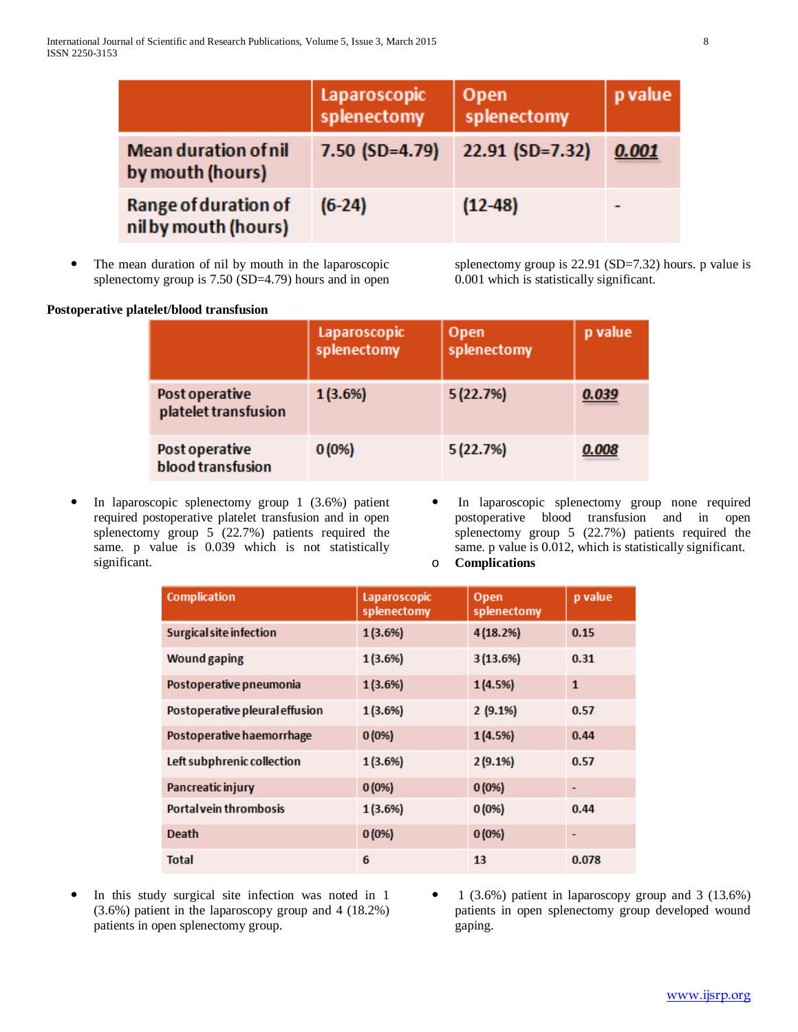|  | Laparoscopic splenectomy | Open splenectomy | p value |
|---|---|---|---|
| Mean duration of nil by mouth (hours) | 7.50 (SD=4.79) | 22.91 (SD=7.32) | **0.001** |
| Range of duration of nil by mouth (hours) | (6-24) | (12-48) | - |

- The mean duration of nil by mouth in the laparoscopic splenectomy group is 7.50 (SD=4.79) hours and in open splenectomy group is 22.91 (SD=7.32) hours. p value is 0.001 which is statistically significant.

**Postoperative platelet/blood transfusion**

|  | Laparoscopic splenectomy | Open splenectomy | p value |
|---|---|---|---|
| Post operative platelet transfusion | 1 (3.6%) | 5 (22.7%) | **0.039** |
| Post operative blood transfusion | 0 (0%) | 5 (22.7%) | **0.008** |

- In laparoscopic splenectomy group 1 (3.6%) patient required postoperative platelet transfusion and in open splenectomy group 5 (22.7%) patients required the same. p value is 0.039 which is not statistically significant.
- In laparoscopic splenectomy group none required postoperative blood transfusion and in open splenectomy group 5 (22.7%) patients required the same. p value is 0.012, which is statistically significant.

- **Complications**

| Complication | Laparoscopic splenectomy | Open splenectomy | p value |
|---|---|---|---|
| Surgical site infection | 1 (3.6%) | 4 (18.2%) | 0.15 |
| Wound gaping | 1 (3.6%) | 3 (13.6%) | 0.31 |
| Postoperative pneumonia | 1 (3.6%) | 1 (4.5%) | 1 |
| Postoperative pleural effusion | 1 (3.6%) | 2 (9.1%) | 0.57 |
| Postoperative haemorrhage | 0 (0%) | 1 (4.5%) | 0.44 |
| Left subphrenic collection | 1 (3.6%) | 2 (9.1%) | 0.57 |
| Pancreatic injury | 0 (0%) | 0 (0%) | - |
| Portal vein thrombosis | 1 (3.6%) | 0 (0%) | 0.44 |
| Death | 0 (0%) | 0 (0%) | - |
| Total | 6 | 13 | 0.078 |

- In this study surgical site infection was noted in 1 (3.6%) patient in the laparoscopy group and 4 (18.2%) patients in open splenectomy group.
- 1 (3.6%) patient in laparoscopy group and 3 (13.6%) patients in open splenectomy group developed wound gaping.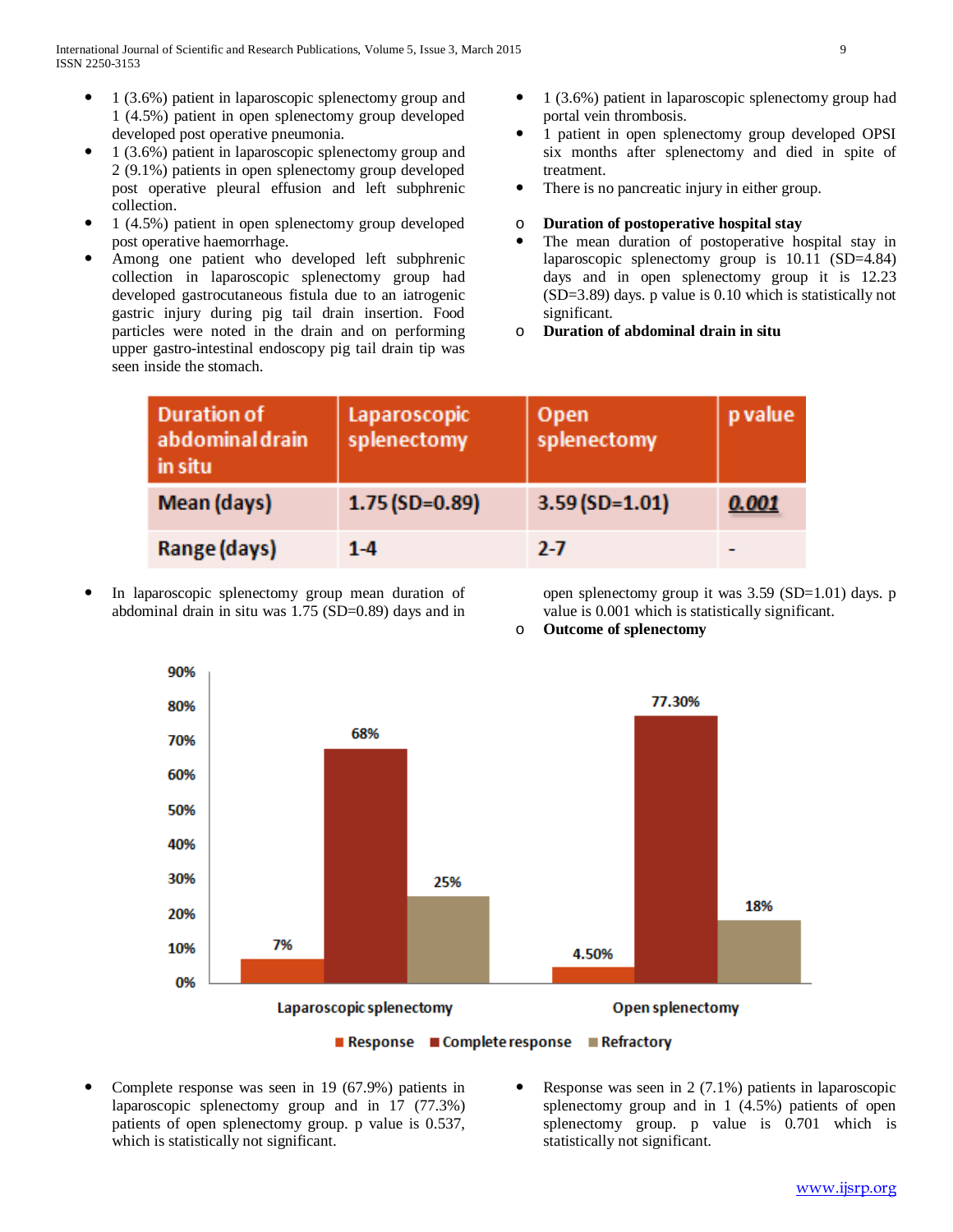- 1 (3.6%) patient in laparoscopic splenectomy group and 1 (4.5%) patient in open splenectomy group developed developed post operative pneumonia.
- 1 (3.6%) patient in laparoscopic splenectomy group and 2 (9.1%) patients in open splenectomy group developed post operative pleural effusion and left subphrenic collection.
- 1 (4.5%) patient in open splenectomy group developed post operative haemorrhage.
- Among one patient who developed left subphrenic collection in laparoscopic splenectomy group had developed gastrocutaneous fistula due to an iatrogenic gastric injury during pig tail drain insertion. Food particles were noted in the drain and on performing upper gastro-intestinal endoscopy pig tail drain tip was seen inside the stomach.
- 1 (3.6%) patient in laparoscopic splenectomy group had portal vein thrombosis.
- 1 patient in open splenectomy group developed OPSI six months after splenectomy and died in spite of treatment.
- There is no pancreatic injury in either group.

o **Duration of postoperative hospital stay**

- The mean duration of postoperative hospital stay in laparoscopic splenectomy group is 10.11 (SD=4.84) days and in open splenectomy group it is 12.23 (SD=3.89) days. p value is 0.10 which is statistically not significant.

o **Duration of abdominal drain in situ**

| Duration of abdominal drain in situ | Laparoscopic splenectomy | Open splenectomy | p value |
|---|---|---|---|
| Mean (days) | 1.75 (SD=0.89) | 3.59 (SD=1.01) | ***0.001*** |
| Range (days) | 1-4 | 2-7 | - |

- In laparoscopic splenectomy group mean duration of abdominal drain in situ was 1.75 (SD=0.89) days and in open splenectomy group it was 3.59 (SD=1.01) days. p value is 0.001 which is statistically significant.

o **Outcome of splenectomy**

| | Response | Complete response | Refractory |
|---|---|---|---|
| Laparoscopic splenectomy | 7% | 68% | 25% |
| Open splenectomy | 4.50% | 77.30% | 18% |

- Complete response was seen in 19 (67.9%) patients in laparoscopic splenectomy group and in 17 (77.3%) patients of open splenectomy group. p value is 0.537, which is statistically not significant.
- Response was seen in 2 (7.1%) patients in laparoscopic splenectomy group and in 1 (4.5%) patients of open splenectomy group. p value is 0.701 which is statistically not significant.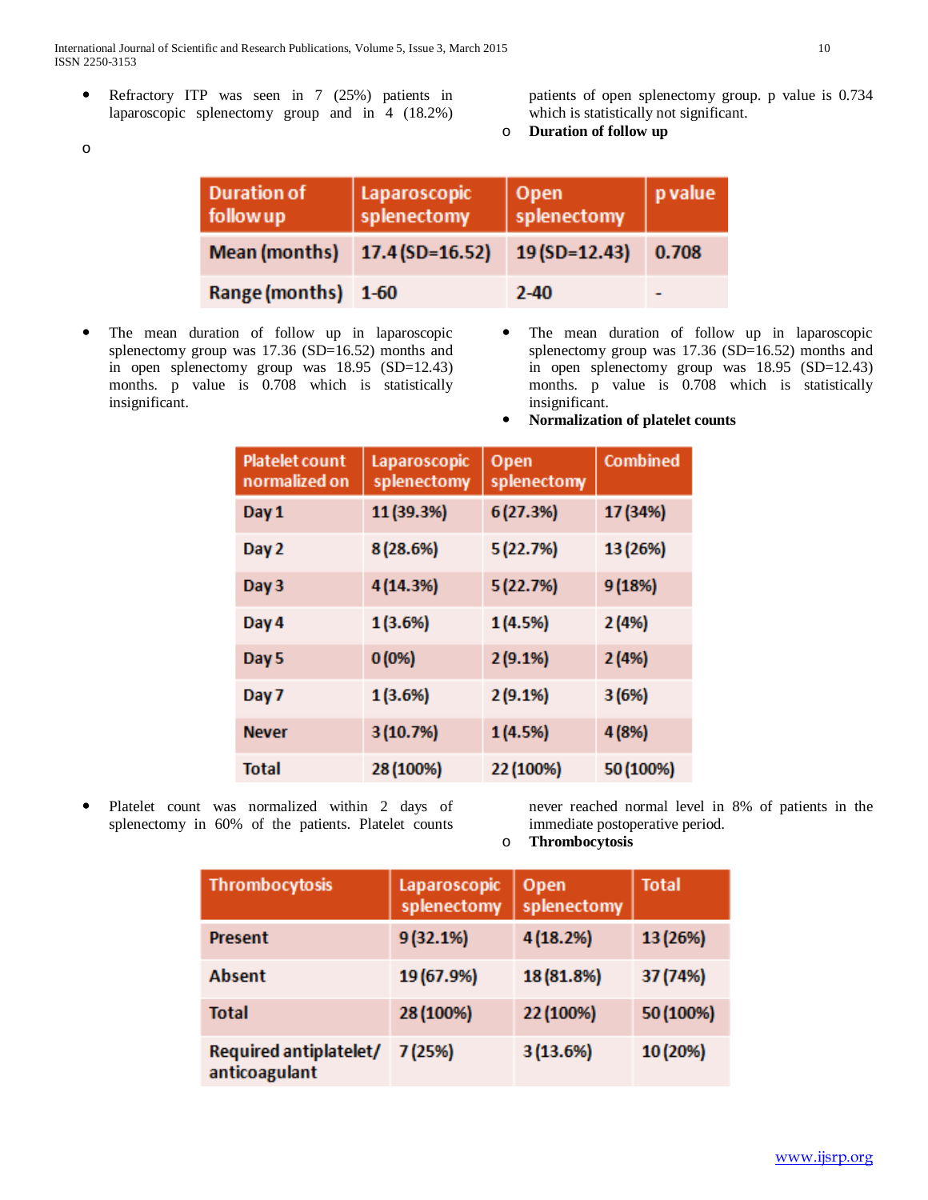- Refractory ITP was seen in 7 (25%) patients in laparoscopic splenectomy group and in 4 (18.2%) patients of open splenectomy group. p value is 0.734 which is statistically not significant.

o **Duration of follow up**

| Duration of follow up | Laparoscopic splenectomy | Open splenectomy | p value |
|---|---|---|---|
| Mean (months) | 17.4 (SD=16.52) | 19 (SD=12.43) | 0.708 |
| Range (months) | 1-60 | 2-40 | - |

- The mean duration of follow up in laparoscopic splenectomy group was 17.36 (SD=16.52) months and in open splenectomy group was 18.95 (SD=12.43) months. p value is 0.708 which is statistically insignificant.

- The mean duration of follow up in laparoscopic splenectomy group was 17.36 (SD=16.52) months and in open splenectomy group was 18.95 (SD=12.43) months. p value is 0.708 which is statistically insignificant.

- **Normalization of platelet counts**

| Platelet count normalized on | Laparoscopic splenectomy | Open splenectomy | Combined |
|---|---|---|---|
| Day 1 | 11 (39.3%) | 6 (27.3%) | 17 (34%) |
| Day 2 | 8 (28.6%) | 5 (22.7%) | 13 (26%) |
| Day 3 | 4 (14.3%) | 5 (22.7%) | 9 (18%) |
| Day 4 | 1 (3.6%) | 1 (4.5%) | 2 (4%) |
| Day 5 | 0 (0%) | 2 (9.1%) | 2 (4%) |
| Day 7 | 1 (3.6%) | 2 (9.1%) | 3 (6%) |
| Never | 3 (10.7%) | 1 (4.5%) | 4 (8%) |
| Total | 28 (100%) | 22 (100%) | 50 (100%) |

- Platelet count was normalized within 2 days of splenectomy in 60% of the patients. Platelet counts never reached normal level in 8% of patients in the immediate postoperative period.

o **Thrombocytosis**

| Thrombocytosis | Laparoscopic splenectomy | Open splenectomy | Total |
|---|---|---|---|
| Present | 9 (32.1%) | 4 (18.2%) | 13 (26%) |
| Absent | 19 (67.9%) | 18 (81.8%) | 37 (74%) |
| Total | 28 (100%) | 22 (100%) | 50 (100%) |
| Required antiplatelet/ anticoagulant | 7 (25%) | 3 (13.6%) | 10 (20%) |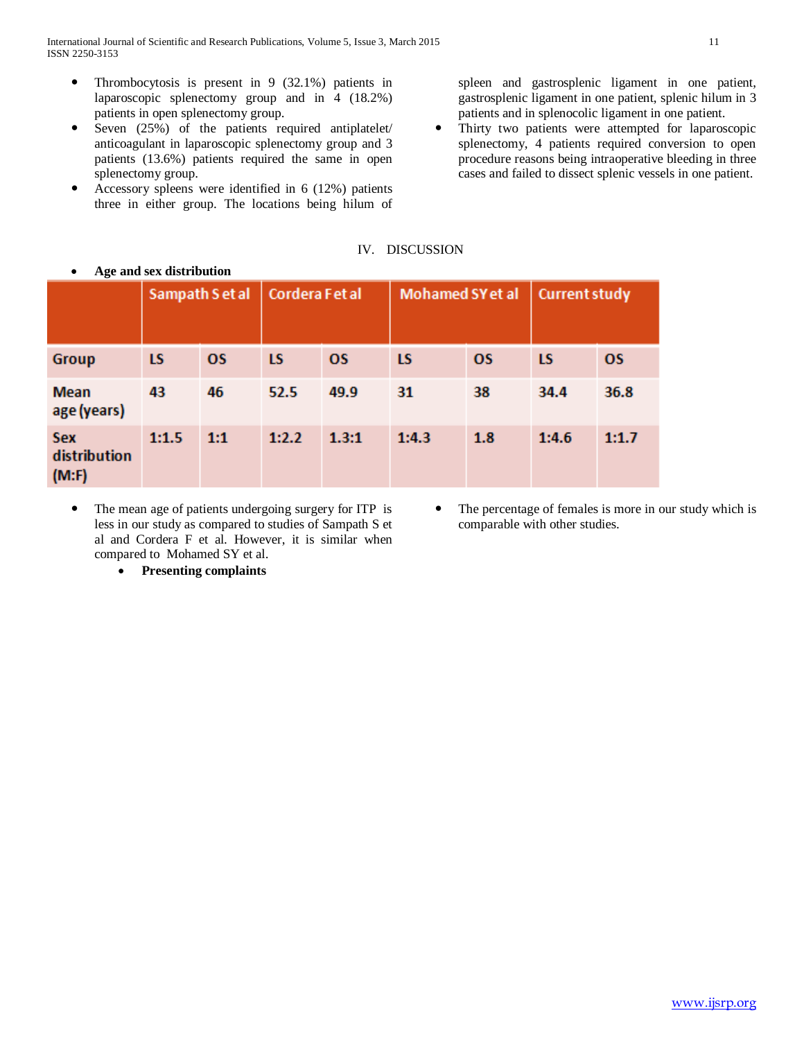- Thrombocytosis is present in 9 (32.1%) patients in laparoscopic splenectomy group and in 4 (18.2%) patients in open splenectomy group.
- Seven (25%) of the patients required antiplatelet/ anticoagulant in laparoscopic splenectomy group and 3 patients (13.6%) patients required the same in open splenectomy group.
- Accessory spleens were identified in 6 (12%) patients three in either group. The locations being hilum of spleen and gastrosplenic ligament in one patient, gastrosplenic ligament in one patient, splenic hilum in 3 patients and in splenocolic ligament in one patient.
- Thirty two patients were attempted for laparoscopic splenectomy, 4 patients required conversion to open procedure reasons being intraoperative bleeding in three cases and failed to dissect splenic vessels in one patient.

## IV. DISCUSSION

- **Age and sex distribution**

| | Sampath S et al | | Cordera F et al | | Mohamed SY et al | | Current study | |
|---|---|---|---|---|---|---|---|---|
| **Group** | LS | OS | LS | OS | LS | OS | LS | OS |
| **Mean age (years)** | 43 | 46 | 52.5 | 49.9 | 31 | 38 | 34.4 | 36.8 |
| **Sex distribution (M:F)** | 1:1.5 | 1:1 | 1:2.2 | 1.3:1 | 1:4.3 | 1.8 | 1:4.6 | 1:1.7 |

- The mean age of patients undergoing surgery for ITP is less in our study as compared to studies of Sampath S et al and Cordera F et al. However, it is similar when compared to Mohamed SY et al.
- The percentage of females is more in our study which is comparable with other studies.

  - **Presenting complaints**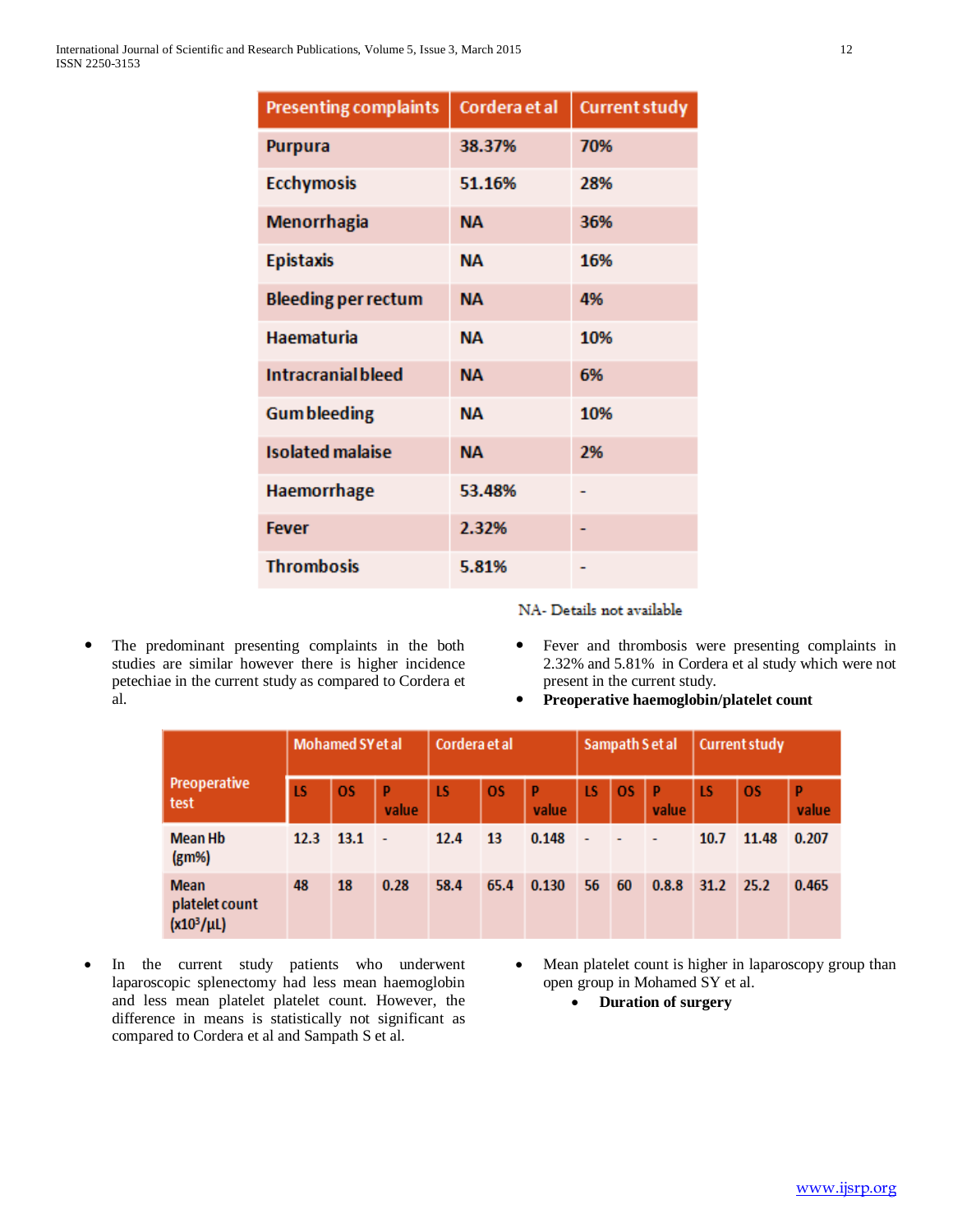| Presenting complaints | Cordera et al | Current study |
|---|---|---|
| Purpura | 38.37% | 70% |
| Ecchymosis | 51.16% | 28% |
| Menorrhagia | NA | 36% |
| Epistaxis | NA | 16% |
| Bleeding per rectum | NA | 4% |
| Haematuria | NA | 10% |
| Intracranial bleed | NA | 6% |
| Gum bleeding | NA | 10% |
| Isolated malaise | NA | 2% |
| Haemorrhage | 53.48% | - |
| Fever | 2.32% | - |
| Thrombosis | 5.81% | - |

NA- Details not available

- The predominant presenting complaints in the both studies are similar however there is higher incidence petechiae in the current study as compared to Cordera et al.
- Fever and thrombosis were presenting complaints in 2.32% and 5.81% in Cordera et al study which were not present in the current study.
- **Preoperative haemoglobin/platelet count**

| Preoperative test | Mohamed SY et al | | | Cordera et al | | | Sampath S et al | | | Current study | | |
|---|---|---|---|---|---|---|---|---|---|---|---|---|
| | LS | OS | P value | LS | OS | P value | LS | OS | P value | LS | OS | P value |
| Mean Hb (gm%) | 12.3 | 13.1 | - | 12.4 | 13 | 0.148 | - | - | - | 10.7 | 11.48 | 0.207 |
| Mean platelet count (x10$^3$/µL) | 48 | 18 | 0.28 | 58.4 | 65.4 | 0.130 | 56 | 60 | 0.8.8 | 31.2 | 25.2 | 0.465 |

- In the current study patients who underwent laparoscopic splenectomy had less mean haemoglobin and less mean platelet platelet count. However, the difference in means is statistically not significant as compared to Cordera et al and Sampath S et al.
- Mean platelet count is higher in laparoscopy group than open group in Mohamed SY et al.
  - **Duration of surgery**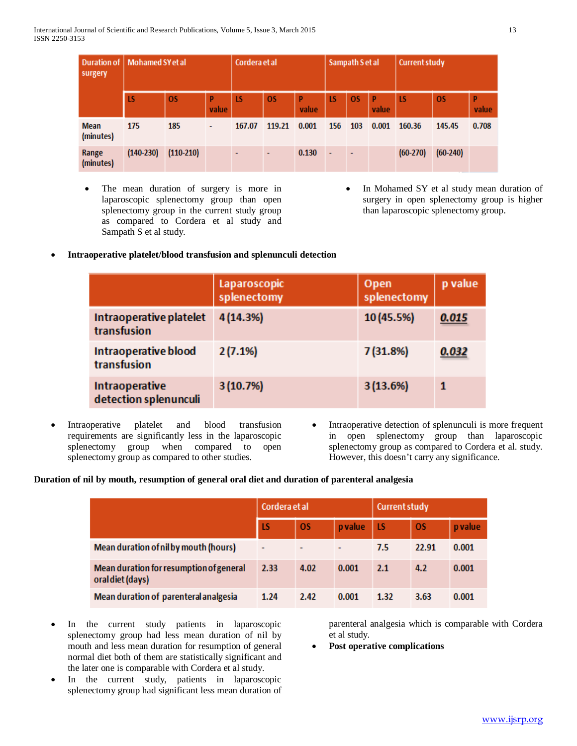| Duration of surgery | Mohamed SY et al | | | Cordera et al | | | Sampath S et al | | | Current study | | |
|---|---|---|---|---|---|---|---|---|---|---|---|---|
| | LS | OS | P value | LS | OS | P value | LS | OS | P value | LS | OS | P value |
| Mean (minutes) | 175 | 185 | - | 167.07 | 119.21 | 0.001 | 156 | 103 | 0.001 | 160.36 | 145.45 | 0.708 |
| Range (minutes) | (140-230) | (110-210) | | - | - | 0.130 | - | - | | (60-270) | (60-240) | |

- The mean duration of surgery is more in laparoscopic splenectomy group than open splenectomy group in the current study group as compared to Cordera et al study and Sampath S et al study.
- In Mohamed SY et al study mean duration of surgery in open splenectomy group is higher than laparoscopic splenectomy group.

- **Intraoperative platelet/blood transfusion and splenunculi detection**

| | Laparoscopic splenectomy | Open splenectomy | p value |
|---|---|---|---|
| Intraoperative platelet transfusion | 4 (14.3%) | 10 (45.5%) | **_0.015_** |
| Intraoperative blood transfusion | 2 (7.1%) | 7 (31.8%) | **_0.032_** |
| Intraoperative detection splenunculi | 3 (10.7%) | 3 (13.6%) | 1 |

- Intraoperative platelet and blood transfusion requirements are significantly less in the laparoscopic splenectomy group when compared to open splenectomy group as compared to other studies.
- Intraoperative detection of splenunculi is more frequent in open splenectomy group than laparoscopic splenectomy group as compared to Cordera et al. study. However, this doesn't carry any significance.

**Duration of nil by mouth, resumption of general oral diet and duration of parenteral analgesia**

| | Cordera et al | | | Current study | | |
|---|---|---|---|---|---|---|
| | LS | OS | p value | LS | OS | p value |
| Mean duration of nil by mouth (hours) | - | - | - | 7.5 | 22.91 | 0.001 |
| Mean duration for resumption of general oral diet (days) | 2.33 | 4.02 | 0.001 | 2.1 | 4.2 | 0.001 |
| Mean duration of parenteral analgesia | 1.24 | 2.42 | 0.001 | 1.32 | 3.63 | 0.001 |

- In the current study patients in laparoscopic splenectomy group had less mean duration of nil by mouth and less mean duration for resumption of general normal diet both of them are statistically significant and the later one is comparable with Cordera et al study.
- In the current study, patients in laparoscopic splenectomy group had significant less mean duration of parenteral analgesia which is comparable with Cordera et al study.
- **Post operative complications**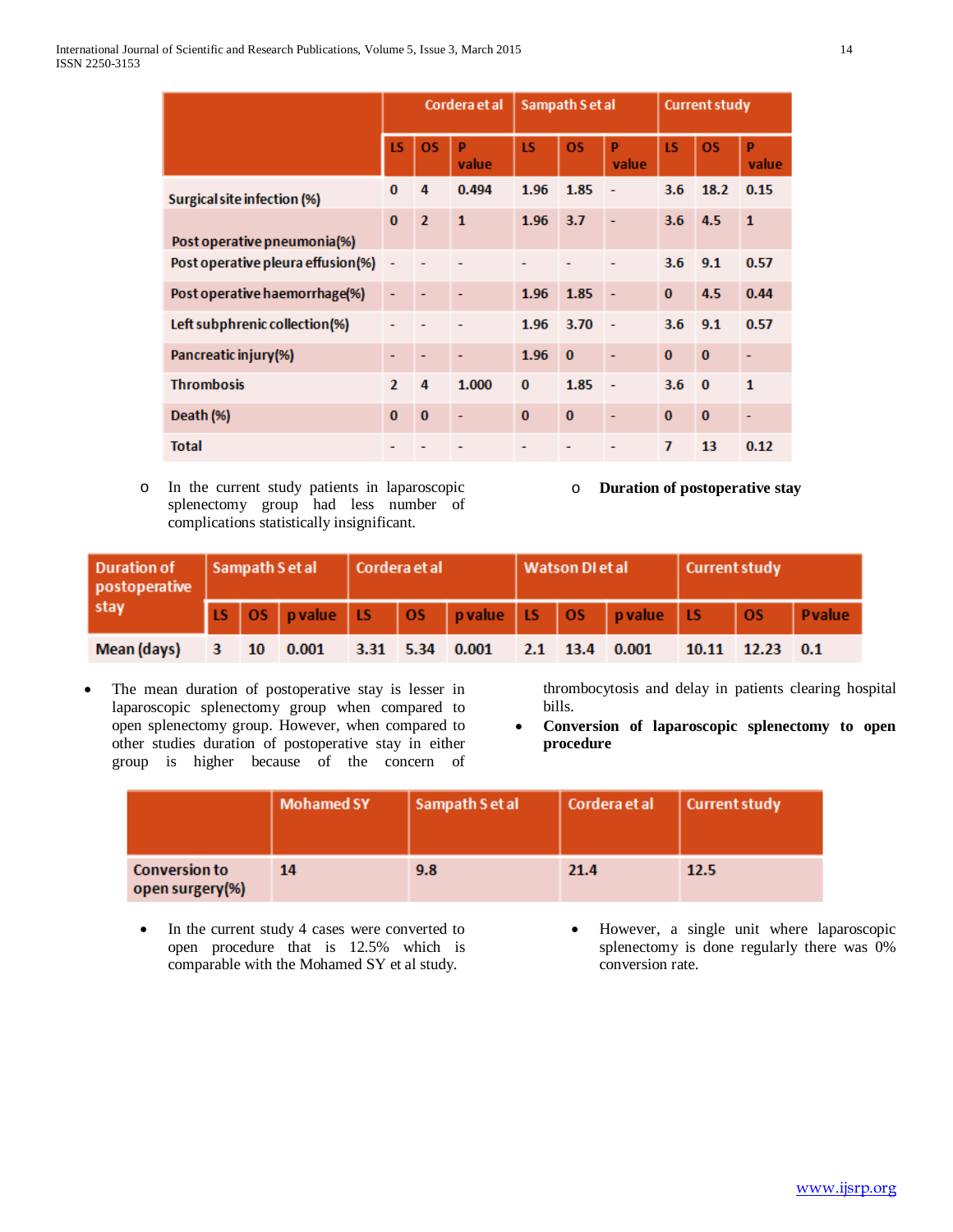| | Cordera et al | | | Sampath S et al | | | Current study | | |
|---|---|---|---|---|---|---|---|---|---|
| | LS | OS | P value | LS | OS | P value | LS | OS | P value |
| Surgical site infection (%) | 0 | 4 | 0.494 | 1.96 | 1.85 | - | 3.6 | 18.2 | 0.15 |
| Post operative pneumonia(%) | 0 | 2 | 1 | 1.96 | 3.7 | - | 3.6 | 4.5 | 1 |
| Post operative pleura effusion(%) | - | - | - | - | - | - | 3.6 | 9.1 | 0.57 |
| Post operative haemorrhage(%) | - | - | - | 1.96 | 1.85 | - | 0 | 4.5 | 0.44 |
| Left subphrenic collection(%) | - | - | - | 1.96 | 3.70 | - | 3.6 | 9.1 | 0.57 |
| Pancreatic injury(%) | - | - | - | 1.96 | 0 | - | 0 | 0 | - |
| Thrombosis | 2 | 4 | 1.000 | 0 | 1.85 | - | 3.6 | 0 | 1 |
| Death (%) | 0 | 0 | - | 0 | 0 | - | 0 | 0 | - |
| Total | - | - | - | - | - | - | 7 | 13 | 0.12 |

- In the current study patients in laparoscopic splenectomy group had less number of complications statistically insignificant.

- **Duration of postoperative stay**

| Duration of postoperative stay | Sampath S et al | | | Cordera et al | | | Watson DI et al | | | Current study | | |
|---|---|---|---|---|---|---|---|---|---|---|---|---|
| | LS | OS | p value | LS | OS | p value | LS | OS | p value | LS | OS | Pvalue |
| Mean (days) | 3 | 10 | 0.001 | 3.31 | 5.34 | 0.001 | 2.1 | 13.4 | 0.001 | 10.11 | 12.23 | 0.1 |

- The mean duration of postoperative stay is lesser in laparoscopic splenectomy group when compared to open splenectomy group. However, when compared to other studies duration of postoperative stay in either group is higher because of the concern of thrombocytosis and delay in patients clearing hospital bills.
- **Conversion of laparoscopic splenectomy to open procedure**

| | Mohamed SY | Sampath S et al | Cordera et al | Current study |
|---|---|---|---|---|
| Conversion to open surgery(%) | 14 | 9.8 | 21.4 | 12.5 |

- In the current study 4 cases were converted to open procedure that is 12.5% which is comparable with the Mohamed SY et al study.
- However, a single unit where laparoscopic splenectomy is done regularly there was 0% conversion rate.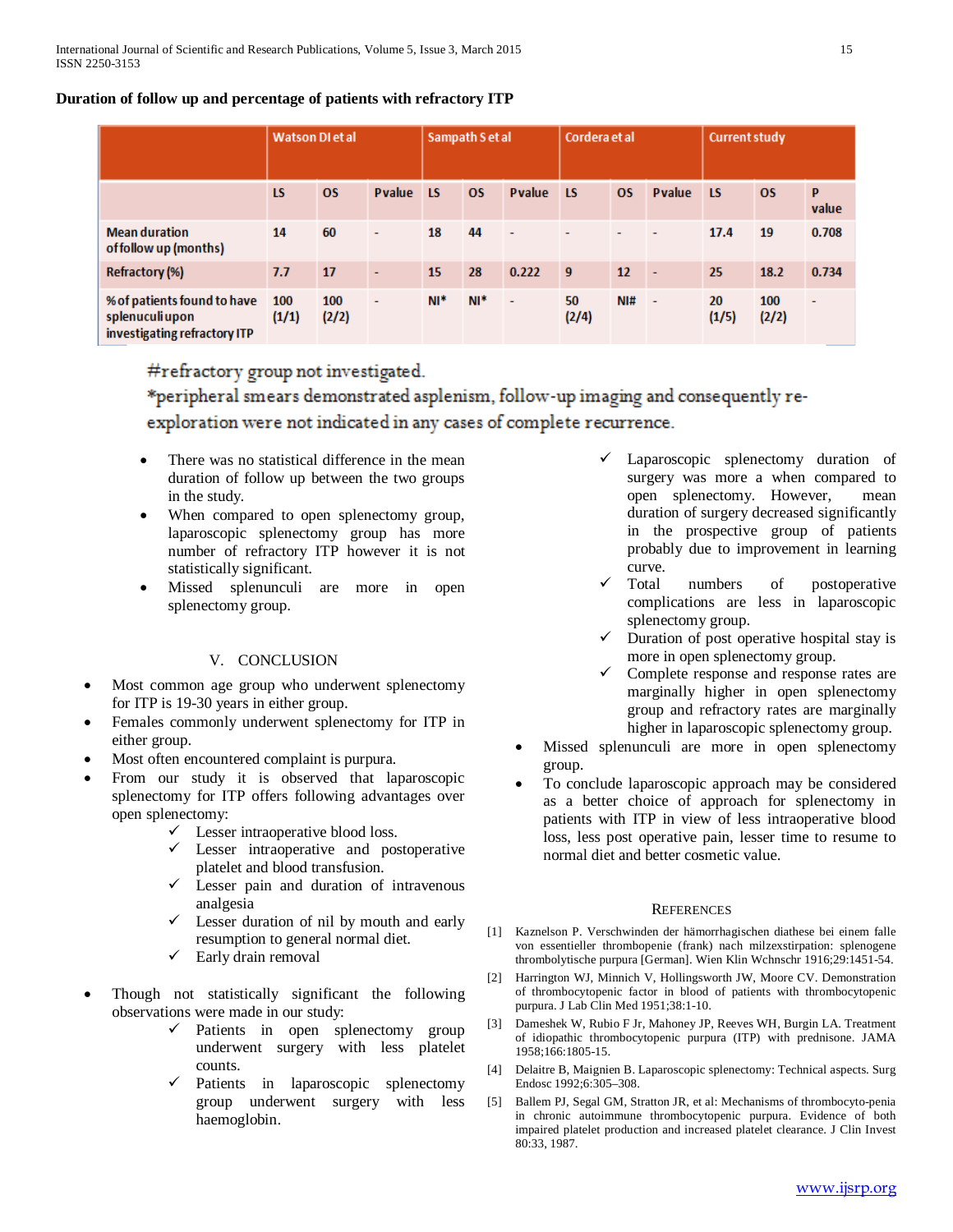**Duration of follow up and percentage of patients with refractory ITP**

| | Watson DI et al | | | Sampath S et al | | | Cordera et al | | | Current study | | |
|---|---|---|---|---|---|---|---|---|---|---|---|---|
| | LS | OS | Pvalue | LS | OS | Pvalue | LS | OS | Pvalue | LS | OS | P value |
| Mean duration of follow up (months) | 14 | 60 | - | 18 | 44 | - | - | - | - | 17.4 | 19 | 0.708 |
| Refractory (%) | 7.7 | 17 | - | 15 | 28 | 0.222 | 9 | 12 | - | 25 | 18.2 | 0.734 |
| % of patients found to have splenuculi upon investigating refractory ITP | 100 (1/1) | 100 (2/2) | - | NI* | NI* | - | 50 (2/4) | NI# | - | 20 (1/5) | 100 (2/2) | - |

#refractory group not investigated.
*peripheral smears demonstrated asplenism, follow-up imaging and consequently re-exploration were not indicated in any cases of complete recurrence.

- There was no statistical difference in the mean duration of follow up between the two groups in the study.
- When compared to open splenectomy group, laparoscopic splenectomy group has more number of refractory ITP however it is not statistically significant.
- Missed splenunculi are more in open splenectomy group.

## V. CONCLUSION

- Most common age group who underwent splenectomy for ITP is 19-30 years in either group.
- Females commonly underwent splenectomy for ITP in either group.
- Most often encountered complaint is purpura.
- From our study it is observed that laparoscopic splenectomy for ITP offers following advantages over open splenectomy:
  - ✓ Lesser intraoperative blood loss.
  - ✓ Lesser intraoperative and postoperative platelet and blood transfusion.
  - ✓ Lesser pain and duration of intravenous analgesia
  - ✓ Lesser duration of nil by mouth and early resumption to general normal diet.
  - ✓ Early drain removal
- Though not statistically significant the following observations were made in our study:
  - ✓ Patients in open splenectomy group underwent surgery with less platelet counts.
  - ✓ Patients in laparoscopic splenectomy group underwent surgery with less haemoglobin.
  - ✓ Laparoscopic splenectomy duration of surgery was more a when compared to open splenectomy. However, mean duration of surgery decreased significantly in the prospective group of patients probably due to improvement in learning curve.
  - ✓ Total numbers of postoperative complications are less in laparoscopic splenectomy group.
  - ✓ Duration of post operative hospital stay is more in open splenectomy group.
  - ✓ Complete response and response rates are marginally higher in open splenectomy group and refractory rates are marginally higher in laparoscopic splenectomy group.
- Missed splenunculi are more in open splenectomy group.
- To conclude laparoscopic approach may be considered as a better choice of approach for splenectomy in patients with ITP in view of less intraoperative blood loss, less post operative pain, lesser time to resume to normal diet and better cosmetic value.

## REFERENCES

[1] Kaznelson P. Verschwinden der hämorrhagischen diathese bei einem falle von essentieller thrombopenie (frank) nach milzexstirpation: splenogene thrombolytische purpura [German]. Wien Klin Wchnschr 1916;29:1451-54.

[2] Harrington WJ, Minnich V, Hollingsworth JW, Moore CV. Demonstration of thrombocytopenic factor in blood of patients with thrombocytopenic purpura. J Lab Clin Med 1951;38:1-10.

[3] Dameshek W, Rubio F Jr, Mahoney JP, Reeves WH, Burgin LA. Treatment of idiopathic thrombocytopenic purpura (ITP) with prednisone. JAMA 1958;166:1805-15.

[4] Delaitre B, Maignien B. Laparoscopic splenectomy: Technical aspects. Surg Endosc 1992;6:305–308.

[5] Ballem PJ, Segal GM, Stratton JR, et al: Mechanisms of thrombocyto-penia in chronic autoimmune thrombocytopenic purpura. Evidence of both impaired platelet production and increased platelet clearance. J Clin Invest 80:33, 1987.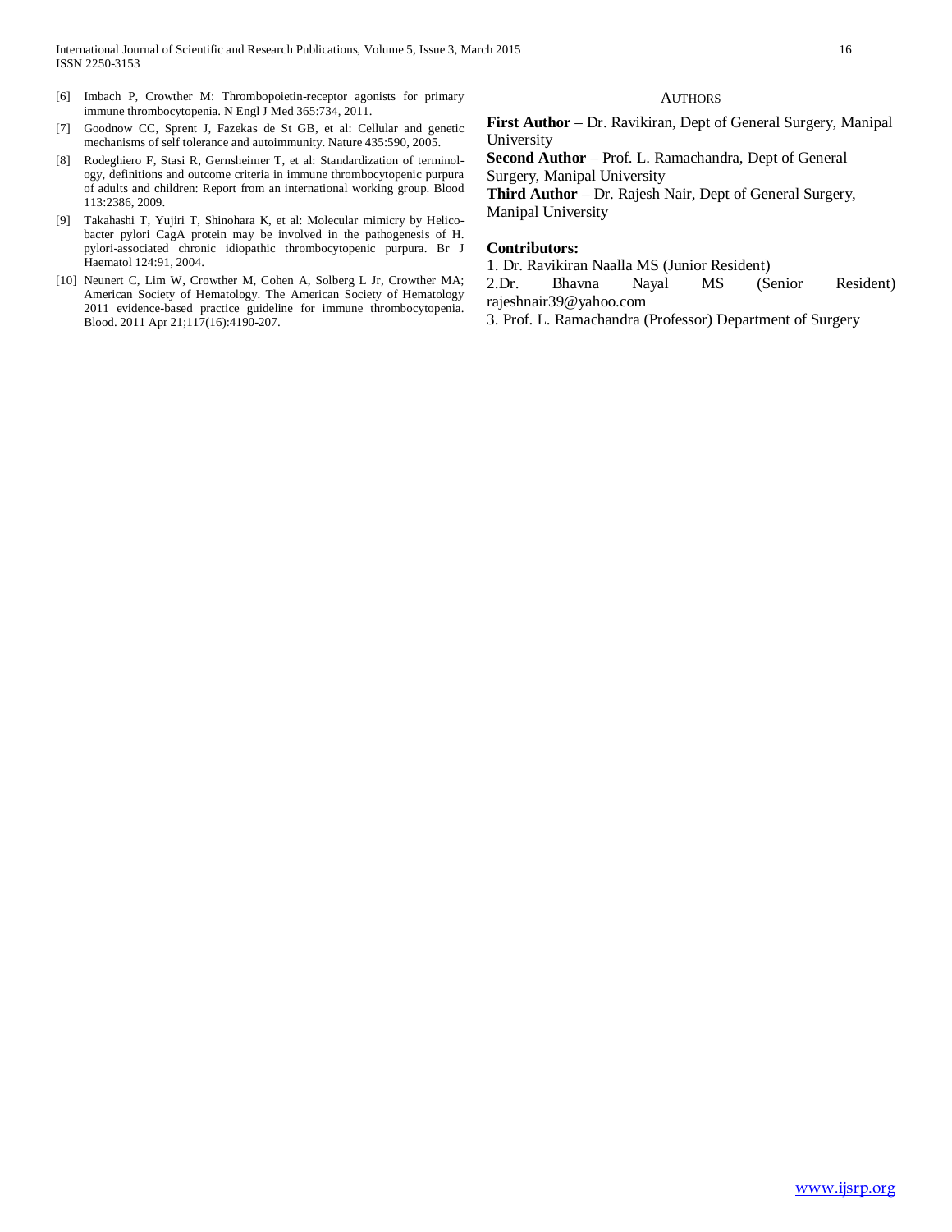[6] Imbach P, Crowther M: Thrombopoietin-receptor agonists for primary immune thrombocytopenia. N Engl J Med 365:734, 2011.

[7] Goodnow CC, Sprent J, Fazekas de St GB, et al: Cellular and genetic mechanisms of self tolerance and autoimmunity. Nature 435:590, 2005.

[8] Rodeghiero F, Stasi R, Gernsheimer T, et al: Standardization of terminology, definitions and outcome criteria in immune thrombocytopenic purpura of adults and children: Report from an international working group. Blood 113:2386, 2009.

[9] Takahashi T, Yujiri T, Shinohara K, et al: Molecular mimicry by Helicobacter pylori CagA protein may be involved in the pathogenesis of H. pylori-associated chronic idiopathic thrombocytopenic purpura. Br J Haematol 124:91, 2004.

[10] Neunert C, Lim W, Crowther M, Cohen A, Solberg L Jr, Crowther MA; American Society of Hematology. The American Society of Hematology 2011 evidence-based practice guideline for immune thrombocytopenia. Blood. 2011 Apr 21;117(16):4190-207.

## Authors

**First Author** – Dr. Ravikiran, Dept of General Surgery, Manipal University

**Second Author** – Prof. L. Ramachandra, Dept of General Surgery, Manipal University

**Third Author** – Dr. Rajesh Nair, Dept of General Surgery, Manipal University

**Contributors:**

1. Dr. Ravikiran Naalla MS (Junior Resident)
2. Dr. Bhavna Nayal MS (Senior Resident) rajeshnair39@yahoo.com
3. Prof. L. Ramachandra (Professor) Department of Surgery